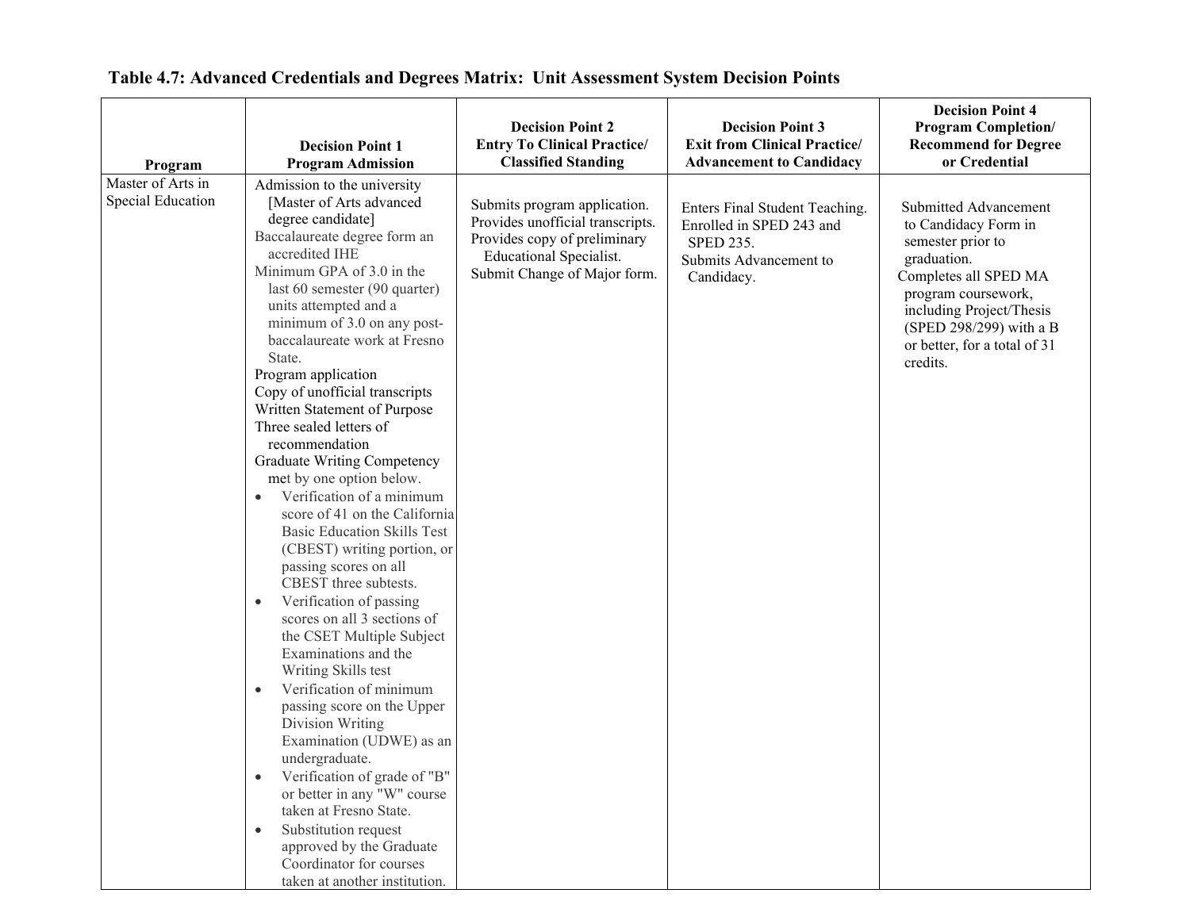**Table 4.7: Advanced Credentials and Degrees Matrix: Unit Assessment System Decision Points**

| Program | Decision Point 1<br>Program Admission | Decision Point 2<br>Entry To Clinical Practice/<br>Classified Standing | Decision Point 3<br>Exit from Clinical Practice/<br>Advancement to Candidacy | Decision Point 4<br>Program Completion/<br>Recommend for Degree or Credential |
|---|---|---|---|---|
| Master of Arts in Special Education | Admission to the university [Master of Arts advanced degree candidate]<br>Baccalaureate degree form an accredited IHE<br>Minimum GPA of 3.0 in the last 60 semester (90 quarter) units attempted and a minimum of 3.0 on any post-baccalaureate work at Fresno State.<br>Program application<br>Copy of unofficial transcripts<br>Written Statement of Purpose<br>Three sealed letters of recommendation<br>Graduate Writing Competency met by one option below.<br>• Verification of a minimum score of 41 on the California Basic Education Skills Test (CBEST) writing portion, or passing scores on all CBEST three subtests.<br>• Verification of passing scores on all 3 sections of the CSET Multiple Subject Examinations and the Writing Skills test<br>• Verification of minimum passing score on the Upper Division Writing Examination (UDWE) as an undergraduate.<br>• Verification of grade of "B" or better in any "W" course taken at Fresno State.<br>• Substitution request approved by the Graduate Coordinator for courses taken at another institution. | Submits program application.<br>Provides unofficial transcripts.<br>Provides copy of preliminary Educational Specialist.<br>Submit Change of Major form. | Enters Final Student Teaching.<br>Enrolled in SPED 243 and SPED 235.<br>Submits Advancement to Candidacy. | Submitted Advancement to Candidacy Form in semester prior to graduation.<br>Completes all SPED MA program coursework, including Project/Thesis (SPED 298/299) with a B or better, for a total of 31 credits. |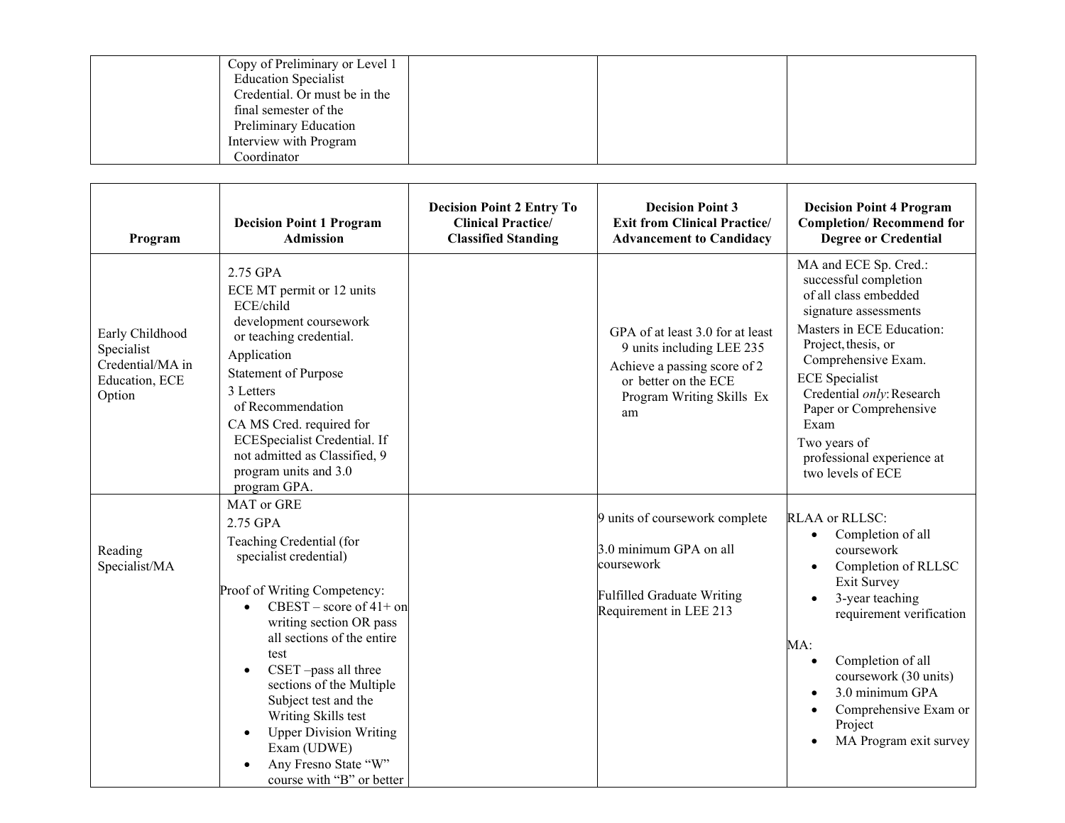| | | | | |
|---|---|---|---|---|
| | Copy of Preliminary or Level 1 Education Specialist Credential. Or must be in the final semester of the Preliminary Education<br>Interview with Program Coordinator | | | |

| Program | Decision Point 1 Program Admission | Decision Point 2 Entry To Clinical Practice/ Classified Standing | Decision Point 3 Exit from Clinical Practice/ Advancement to Candidacy | Decision Point 4 Program Completion/ Recommend for Degree or Credential |
|---|---|---|---|---|
| Early Childhood Specialist Credential/MA in Education, ECE Option | 2.75 GPA<br>ECE MT permit or 12 units ECE/child development coursework or teaching credential.<br>Application<br>Statement of Purpose<br>3 Letters of Recommendation<br>CA MS Cred. required for ECESpecialist Credential. If not admitted as Classified, 9 program units and 3.0 program GPA. | | GPA of at least 3.0 for at least 9 units including LEE 235<br>Achieve a passing score of 2 or better on the ECE Program Writing Skills Ex am | MA and ECE Sp. Cred.: successful completion of all class embedded signature assessments<br>Masters in ECE Education: Project, thesis, or Comprehensive Exam.<br>ECE Specialist Credential *only*: Research Paper or Comprehensive Exam<br>Two years of professional experience at two levels of ECE |
| Reading Specialist/MA | MAT or GRE<br>2.75 GPA<br>Teaching Credential (for specialist credential)<br><br>Proof of Writing Competency:<br>• CBEST – score of 41+ on writing section OR pass all sections of the entire test<br>• CSET –pass all three sections of the Multiple Subject test and the Writing Skills test<br>• Upper Division Writing Exam (UDWE)<br>• Any Fresno State "W" course with "B" or better | | 9 units of coursework complete<br><br>3.0 minimum GPA on all coursework<br><br>Fulfilled Graduate Writing Requirement in LEE 213 | RLAA or RLLSC:<br>• Completion of all coursework<br>• Completion of RLLSC Exit Survey<br>• 3-year teaching requirement verification<br><br>MA:<br>• Completion of all coursework (30 units)<br>• 3.0 minimum GPA<br>• Comprehensive Exam or Project<br>• MA Program exit survey |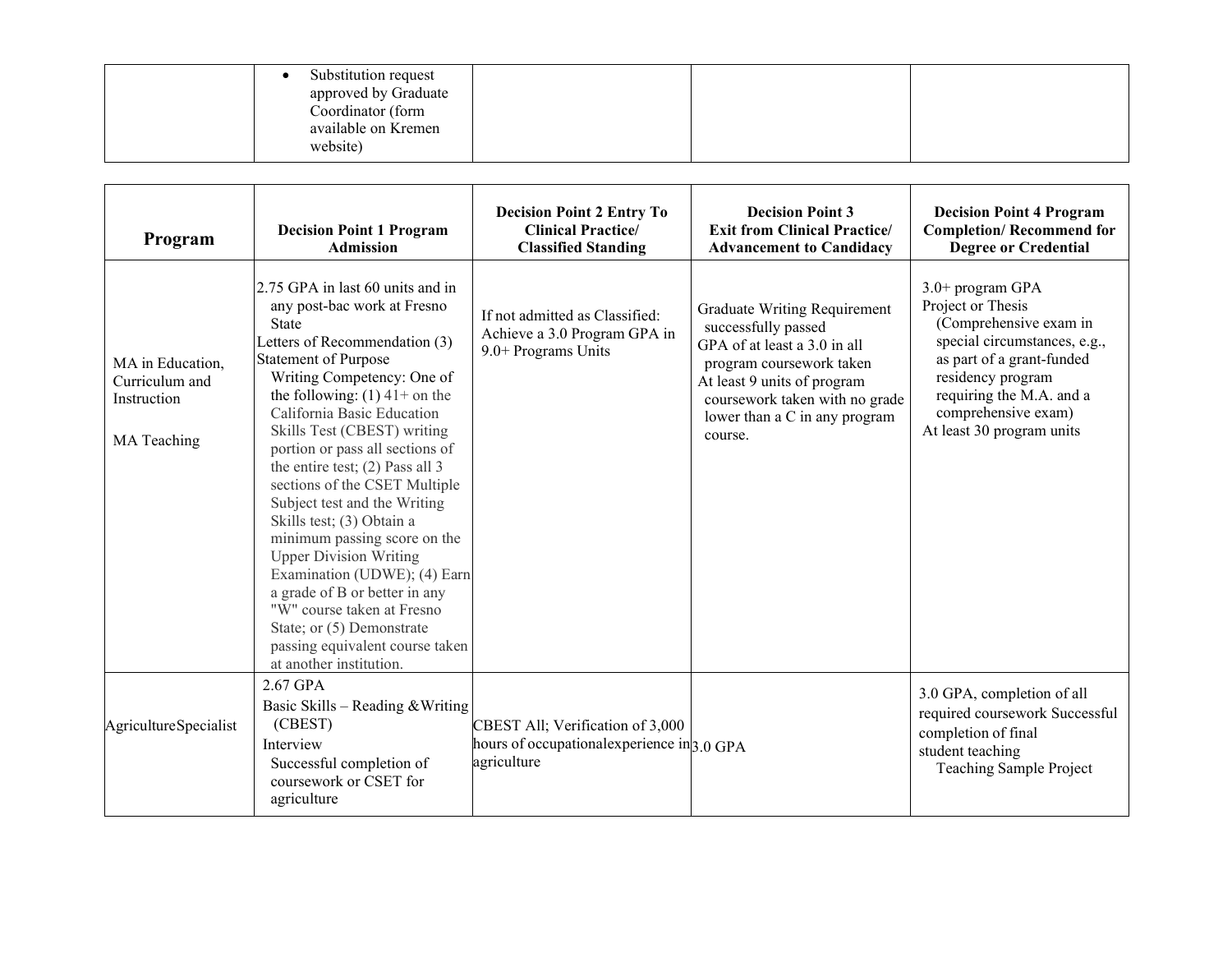| | | | | |
|---|---|---|---|---|
| | • Substitution request approved by Graduate Coordinator (form available on Kremen website) | | | |

| Program | Decision Point 1 Program Admission | Decision Point 2 Entry To Clinical Practice/ Classified Standing | Decision Point 3 Exit from Clinical Practice/ Advancement to Candidacy | Decision Point 4 Program Completion/ Recommend for Degree or Credential |
|---|---|---|---|---|
| MA in Education, Curriculum and Instruction<br><br>MA Teaching | 2.75 GPA in last 60 units and in any post-bac work at Fresno State<br>Letters of Recommendation (3)<br>Statement of Purpose<br>Writing Competency: One of the following: (1) 41+ on the California Basic Education Skills Test (CBEST) writing portion or pass all sections of the entire test; (2) Pass all 3 sections of the CSET Multiple Subject test and the Writing Skills test; (3) Obtain a minimum passing score on the Upper Division Writing Examination (UDWE); (4) Earn a grade of B or better in any "W" course taken at Fresno State; or (5) Demonstrate passing equivalent course taken at another institution. | If not admitted as Classified: Achieve a 3.0 Program GPA in 9.0+ Programs Units | Graduate Writing Requirement successfully passed<br>GPA of at least a 3.0 in all program coursework taken<br>At least 9 units of program coursework taken with no grade lower than a C in any program course. | 3.0+ program GPA<br>Project or Thesis (Comprehensive exam in special circumstances, e.g., as part of a grant-funded residency program requiring the M.A. and a comprehensive exam)<br>At least 30 program units |
| AgricultureSpecialist | 2.67 GPA<br>Basic Skills – Reading &Writing (CBEST)<br>Interview<br>Successful completion of coursework or CSET for agriculture | CBEST All; Verification of 3,000 hours of occupationalexperience in agriculture | 3.0 GPA | 3.0 GPA, completion of all required coursework Successful completion of final student teaching<br>Teaching Sample Project |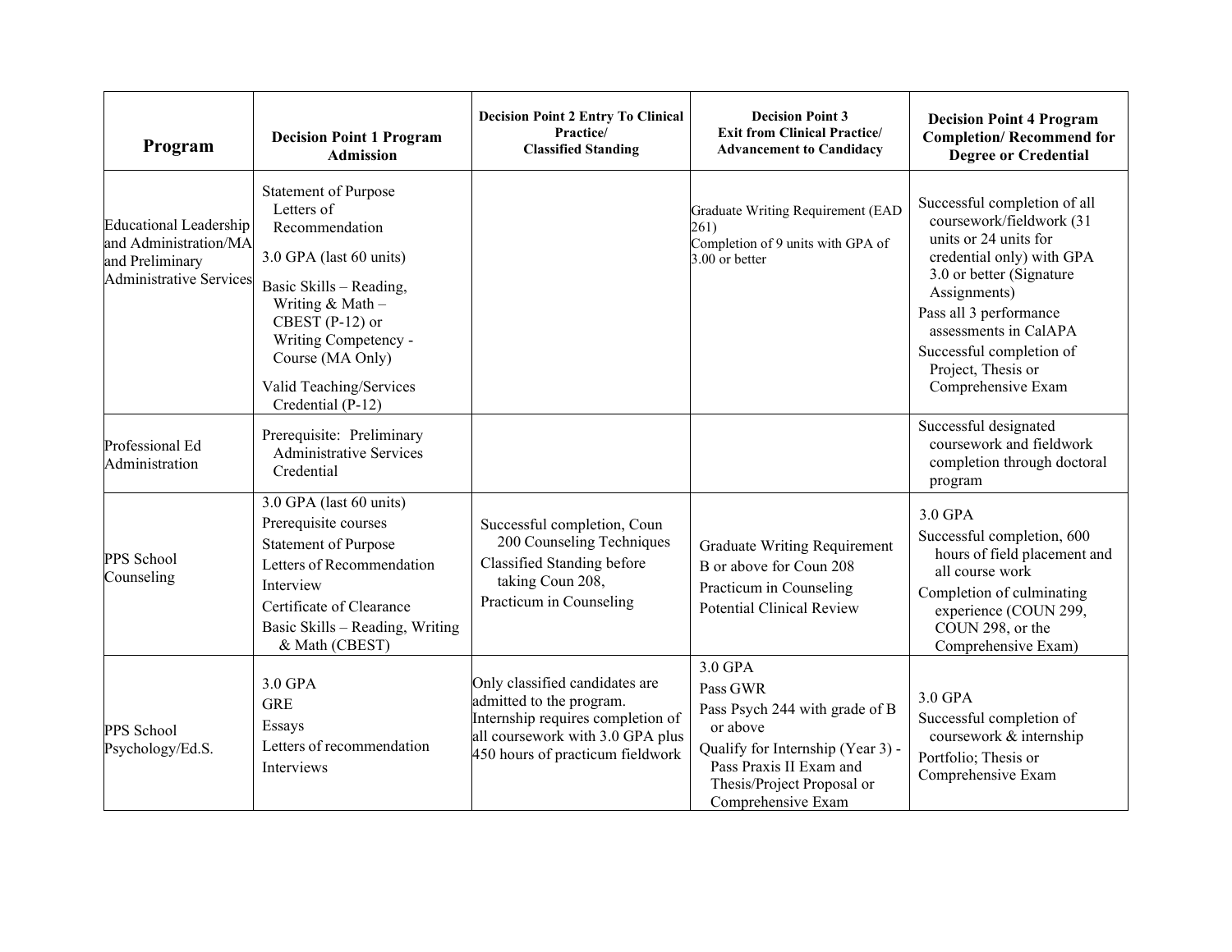| Program | Decision Point 1 Program Admission | Decision Point 2 Entry To Clinical Practice/ Classified Standing | Decision Point 3 Exit from Clinical Practice/ Advancement to Candidacy | Decision Point 4 Program Completion/ Recommend for Degree or Credential |
|---|---|---|---|---|
| Educational Leadership and Administration/MA and Preliminary Administrative Services | Statement of Purpose Letters of Recommendation<br>3.0 GPA (last 60 units)<br>Basic Skills – Reading, Writing & Math – CBEST (P-12) or Writing Competency - Course (MA Only)<br>Valid Teaching/Services Credential (P-12) | | Graduate Writing Requirement (EAD 261)<br>Completion of 9 units with GPA of 3.00 or better | Successful completion of all coursework/fieldwork (31 units or 24 units for credential only) with GPA 3.0 or better (Signature Assignments)<br>Pass all 3 performance assessments in CalAPA<br>Successful completion of Project, Thesis or Comprehensive Exam |
| Professional Ed Administration | Prerequisite: Preliminary Administrative Services Credential | | | Successful designated coursework and fieldwork completion through doctoral program |
| PPS School Counseling | 3.0 GPA (last 60 units)<br>Prerequisite courses<br>Statement of Purpose<br>Letters of Recommendation<br>Interview<br>Certificate of Clearance<br>Basic Skills – Reading, Writing & Math (CBEST) | Successful completion, Coun 200 Counseling Techniques<br>Classified Standing before taking Coun 208, Practicum in Counseling | Graduate Writing Requirement<br>B or above for Coun 208 Practicum in Counseling<br>Potential Clinical Review | 3.0 GPA<br>Successful completion, 600 hours of field placement and all course work<br>Completion of culminating experience (COUN 299, COUN 298, or the Comprehensive Exam) |
| PPS School Psychology/Ed.S. | 3.0 GPA<br>GRE<br>Essays<br>Letters of recommendation<br>Interviews | Only classified candidates are admitted to the program. Internship requires completion of all coursework with 3.0 GPA plus 450 hours of practicum fieldwork | 3.0 GPA<br>Pass GWR<br>Pass Psych 244 with grade of B or above<br>Qualify for Internship (Year 3) - Pass Praxis II Exam and Thesis/Project Proposal or Comprehensive Exam | 3.0 GPA<br>Successful completion of coursework & internship<br>Portfolio; Thesis or Comprehensive Exam |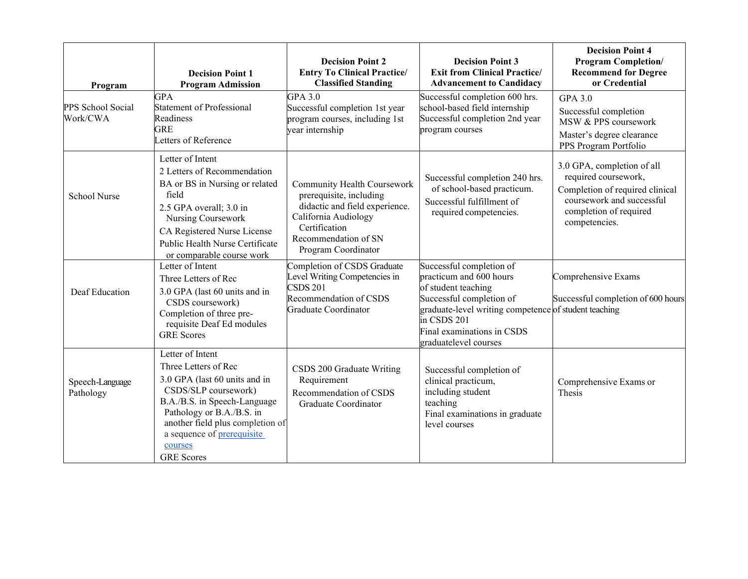| Program | Decision Point 1<br>Program Admission | Decision Point 2<br>Entry To Clinical Practice/<br>Classified Standing | Decision Point 3<br>Exit from Clinical Practice/<br>Advancement to Candidacy | Decision Point 4<br>Program Completion/<br>Recommend for Degree<br>or Credential |
|---|---|---|---|---|
| PPS School Social Work/CWA | GPA<br>Statement of Professional Readiness<br>GRE<br>Letters of Reference | GPA 3.0<br>Successful completion 1st year program courses, including 1st year internship | Successful completion 600 hrs. school-based field internship<br>Successful completion 2nd year program courses | GPA 3.0<br>Successful completion MSW & PPS coursework<br>Master's degree clearance<br>PPS Program Portfolio |
| School Nurse | Letter of Intent<br>2 Letters of Recommendation<br>BA or BS in Nursing or related field<br>2.5 GPA overall; 3.0 in Nursing Coursework<br>CA Registered Nurse License<br>Public Health Nurse Certificate or comparable course work | Community Health Coursework prerequisite, including didactic and field experience.<br>California Audiology Certification<br>Recommendation of SN Program Coordinator | Successful completion 240 hrs. of school-based practicum.<br>Successful fulfillment of required competencies. | 3.0 GPA, completion of all required coursework,<br>Completion of required clinical coursework and successful completion of required competencies. |
| Deaf Education | Letter of Intent<br>Three Letters of Rec<br>3.0 GPA (last 60 units and in CSDS coursework)<br>Completion of three pre-requisite Deaf Ed modules<br>GRE Scores | Completion of CSDS Graduate Level Writing Competencies in CSDS 201<br>Recommendation of CSDS Graduate Coordinator | Successful completion of practicum and 600 hours of student teaching<br>Successful completion of graduate-level writing competence in CSDS 201<br>Final examinations in CSDS graduatelevel courses | Comprehensive Exams<br>Successful completion of 600 hours of student teaching |
| Speech-Language Pathology | Letter of Intent<br>Three Letters of Rec<br>3.0 GPA (last 60 units and in CSDS/SLP coursework)<br>B.A./B.S. in Speech-Language Pathology or B.A./B.S. in another field plus completion of a sequence of prerequisite courses<br>GRE Scores | CSDS 200 Graduate Writing Requirement<br>Recommendation of CSDS Graduate Coordinator | Successful completion of clinical practicum, including student teaching<br>Final examinations in graduate level courses | Comprehensive Exams or Thesis |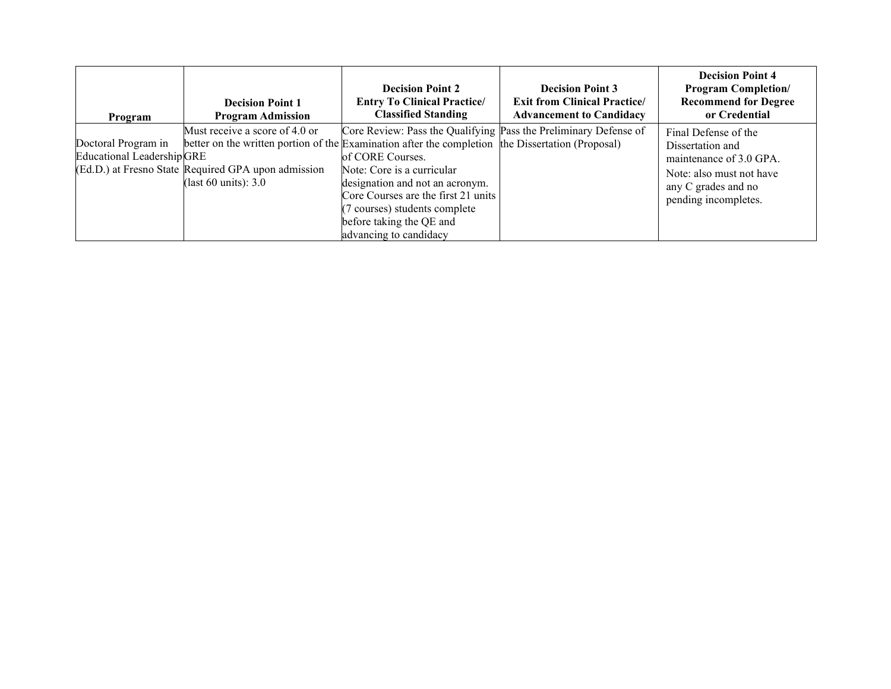| Program | Decision Point 1<br>Program Admission | Decision Point 2<br>Entry To Clinical Practice/<br>Classified Standing | Decision Point 3<br>Exit from Clinical Practice/<br>Advancement to Candidacy | Decision Point 4<br>Program Completion/<br>Recommend for Degree<br>or Credential |
|---|---|---|---|---|
| Doctoral Program in Educational Leadership (Ed.D.) at Fresno State | Must receive a score of 4.0 or better on the written portion of the GRE<br>Required GPA upon admission (last 60 units): 3.0 | Core Review: Pass the Qualifying Examination after the completion of CORE Courses.<br>Note: Core is a curricular designation and not an acronym. Core Courses are the first 21 units (7 courses) students complete before taking the QE and advancing to candidacy | Pass the Preliminary Defense of the Dissertation (Proposal) | Final Defense of the Dissertation and maintenance of 3.0 GPA.<br>Note: also must not have any C grades and no pending incompletes. |